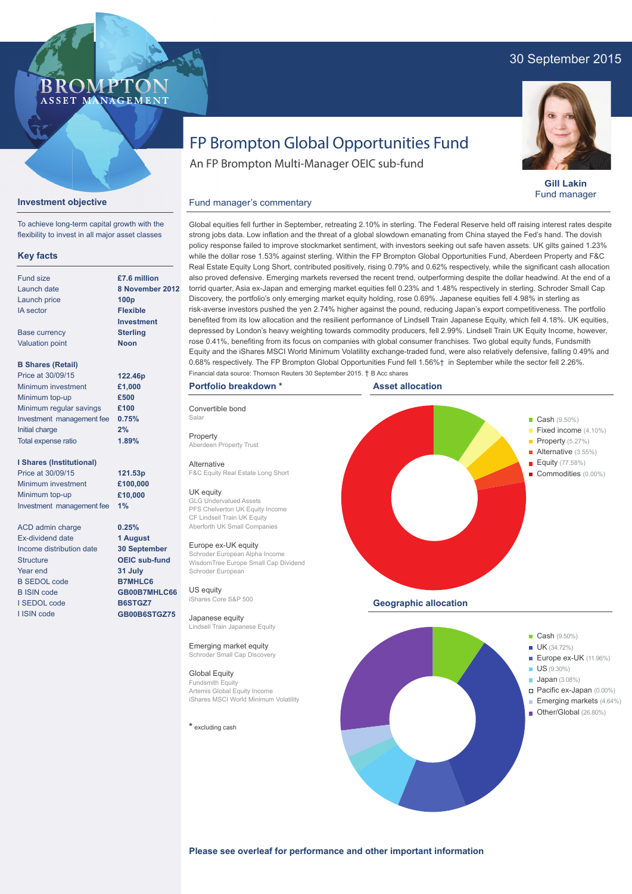# FP Brompton Global Opportunities Fund

An FP Brompton Multi-Manager OEIC sub-fund

30 September 2015

**Gill Lakin**
Fund manager

## Investment objective

To achieve long-term capital growth with the flexibility to invest in all major asset classes

## Key facts

| | |
|---|---|
| Fund size | **£7.6 million** |
| Launch date | **8 November 2012** |
| Launch price | **100p** |
| IA sector | **Flexible Investment** |
| Base currency | **Sterling** |
| Valuation point | **Noon** |

**B Shares (Retail)**

| | |
|---|---|
| Price at 30/09/15 | **122.46p** |
| Minimum investment | **£1,000** |
| Minimum top-up | **£500** |
| Minimum regular savings | **£100** |
| Investment management fee | **0.75%** |
| Initial charge | **2%** |
| Total expense ratio | **1.89%** |

**I Shares (Institutional)**

| | |
|---|---|
| Price at 30/09/15 | **121.53p** |
| Minimum investment | **£100,000** |
| Minimum top-up | **£10,000** |
| Investment management fee | **1%** |

| | |
|---|---|
| ACD admin charge | **0.25%** |
| Ex-dividend date | **1 August** |
| Income distribution date | **30 September** |
| Structure | **OEIC sub-fund** |
| Year end | **31 July** |
| B SEDOL code | **B7MHLC6** |
| B ISIN code | **GB00B7MHLC66** |
| I SEDOL code | **B6STGZ7** |
| I ISIN code | **GB00B6STGZ75** |

## Fund manager's commentary

Global equities fell further in September, retreating 2.10% in sterling. The Federal Reserve held off raising interest rates despite strong jobs data. Low inflation and the threat of a global slowdown emanating from China stayed the Fed's hand. The dovish policy response failed to improve stockmarket sentiment, with investors seeking out safe haven assets. UK gilts gained 1.23% while the dollar rose 1.53% against sterling. Within the FP Brompton Global Opportunities Fund, Aberdeen Property and F&C Real Estate Equity Long Short, contributed positively, rising 0.79% and 0.62% respectively, while the significant cash allocation also proved defensive. Emerging markets reversed the recent trend, outperforming despite the dollar headwind. At the end of a torrid quarter, Asia ex-Japan and emerging market equities fell 0.23% and 1.48% respectively in sterling. Schroder Small Cap Discovery, the portfolio's only emerging market equity holding, rose 0.69%. Japanese equities fell 4.98% in sterling as risk-averse investors pushed the yen 2.74% higher against the pound, reducing Japan's export competitiveness. The portfolio benefited from its low allocation and the resilient performance of Lindsell Train Japanese Equity, which fell 4.18%. UK equities, depressed by London's heavy weighting towards commodity producers, fell 2.99%. Lindsell Train UK Equity Income, however, rose 0.41%, benefiting from its focus on companies with global consumer franchises. Two global equity funds, Fundsmith Equity and the iShares MSCI World Minimum Volatility exchange-traded fund, were also relatively defensive, falling 0.49% and 0.68% respectively. The FP Brompton Global Opportunities Fund fell 1.56%† in September while the sector fell 2.26%.

Financial data source: Thomson Reuters 30 September 2015. † B Acc shares

## Portfolio breakdown *

**Convertible bond**
Salar

**Property**
Aberdeen Property Trust

**Alternative**
F&C Equity Real Estate Long Short

**UK equity**
GLG Undervalued Assets
PFS Chelverton UK Equity Income
CF Lindsell Train UK Equity
Aberforth UK Small Companies

**Europe ex-UK equity**
Schroder European Alpha Income
WisdomTree Europe Small Cap Dividend
Schroder European

**US equity**
iShares Core S&P 500

**Japanese equity**
Lindsell Train Japanese Equity

**Emerging market equity**
Schroder Small Cap Discovery

**Global Equity**
Fundsmith Equity
Artemis Global Equity Income
iShares MSCI World Minimum Volatility

\* excluding cash

## Asset allocation

- Cash (9.50%)
- Fixed income (4.10%)
- Property (5.27%)
- Alternative (3.55%)
- Equity (77.58%)
- Commodities (0.00%)

## Geographic allocation

- Cash (9.50%)
- UK (34.72%)
- Europe ex-UK (11.96%)
- US (9.30%)
- Japan (3.08%)
- Pacific ex-Japan (0.00%)
- Emerging markets (4.64%)
- Other/Global (26.80%)

**Please see overleaf for performance and other important information**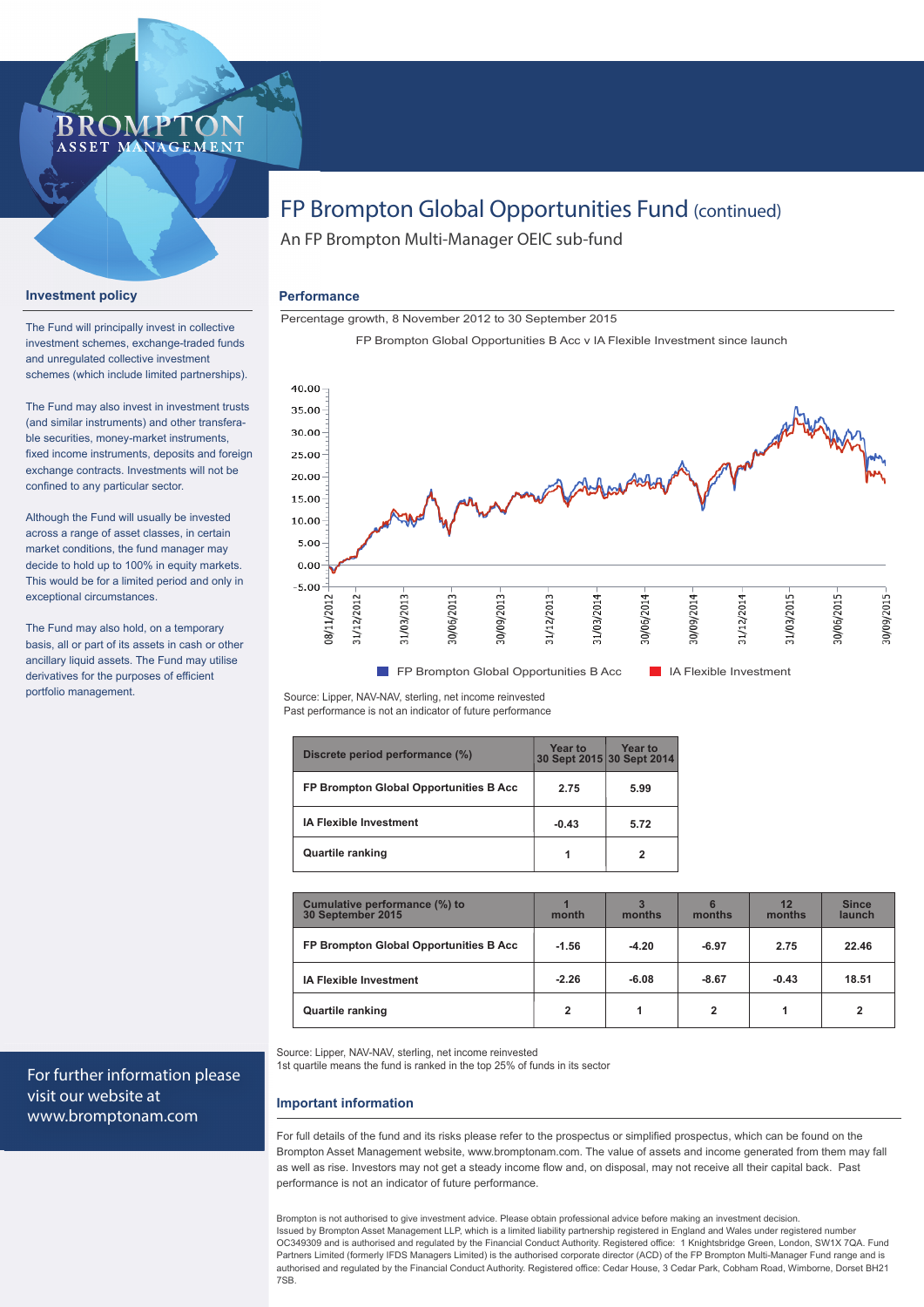BROMPTON
ASSET MANAGEMENT

# FP Brompton Global Opportunities Fund (continued)

An FP Brompton Multi-Manager OEIC sub-fund

## Investment policy

The Fund will principally invest in collective investment schemes, exchange-traded funds and unregulated collective investment schemes (which include limited partnerships).

The Fund may also invest in investment trusts (and similar instruments) and other transferable securities, money-market instruments, fixed income instruments, deposits and foreign exchange contracts. Investments will not be confined to any particular sector.

Although the Fund will usually be invested across a range of asset classes, in certain market conditions, the fund manager may decide to hold up to 100% in equity markets. This would be for a limited period and only in exceptional circumstances.

The Fund may also hold, on a temporary basis, all or part of its assets in cash or other ancillary liquid assets. The Fund may utilise derivatives for the purposes of efficient portfolio management.

## Performance

Percentage growth, 8 November 2012 to 30 September 2015

FP Brompton Global Opportunities B Acc v IA Flexible Investment since launch

40.00
35.00
30.00
25.00
20.00
15.00
10.00
5.00
0.00
-5.00

08/11/2012
31/12/2012
31/03/2013
30/06/2013
30/09/2013
31/12/2013
31/03/2014
30/06/2014
30/09/2014
31/12/2014
31/03/2015
30/06/2015
30/09/2015

FP Brompton Global Opportunities B Acc
IA Flexible Investment

Source: Lipper, NAV-NAV, sterling, net income reinvested
Past performance is not an indicator of future performance

| Discrete period performance (%) | Year to 30 Sept 2015 | Year to 30 Sept 2014 |
|---|---|---|
| FP Brompton Global Opportunities B Acc | 2.75 | 5.99 |
| IA Flexible Investment | -0.43 | 5.72 |
| Quartile ranking | 1 | 2 |

| Cumulative performance (%) to 30 September 2015 | 1 month | 3 months | 6 months | 12 months | Since launch |
|---|---|---|---|---|---|
| FP Brompton Global Opportunities B Acc | -1.56 | -4.20 | -6.97 | 2.75 | 22.46 |
| IA Flexible Investment | -2.26 | -6.08 | -8.67 | -0.43 | 18.51 |
| Quartile ranking | 2 | 1 | 2 | 1 | 2 |

Source: Lipper, NAV-NAV, sterling, net income reinvested
1st quartile means the fund is ranked in the top 25% of funds in its sector

For further information please visit our website at www.bromptonam.com

## Important information

For full details of the fund and its risks please refer to the prospectus or simplified prospectus, which can be found on the Brompton Asset Management website, www.bromptonam.com. The value of assets and income generated from them may fall as well as rise. Investors may not get a steady income flow and, on disposal, may not receive all their capital back. Past performance is not an indicator of future performance.

Brompton is not authorised to give investment advice. Please obtain professional advice before making an investment decision.
Issued by Brompton Asset Management LLP, which is a limited liability partnership registered in England and Wales under registered number OC349309 and is authorised and regulated by the Financial Conduct Authority. Registered office: 1 Knightsbridge Green, London, SW1X 7QA. Fund Partners Limited (formerly IFDS Managers Limited) is the authorised corporate director (ACD) of the FP Brompton Multi-Manager Fund range and is authorised and regulated by the Financial Conduct Authority. Registered office: Cedar House, 3 Cedar Park, Cobham Road, Wimborne, Dorset BH21 7SB.